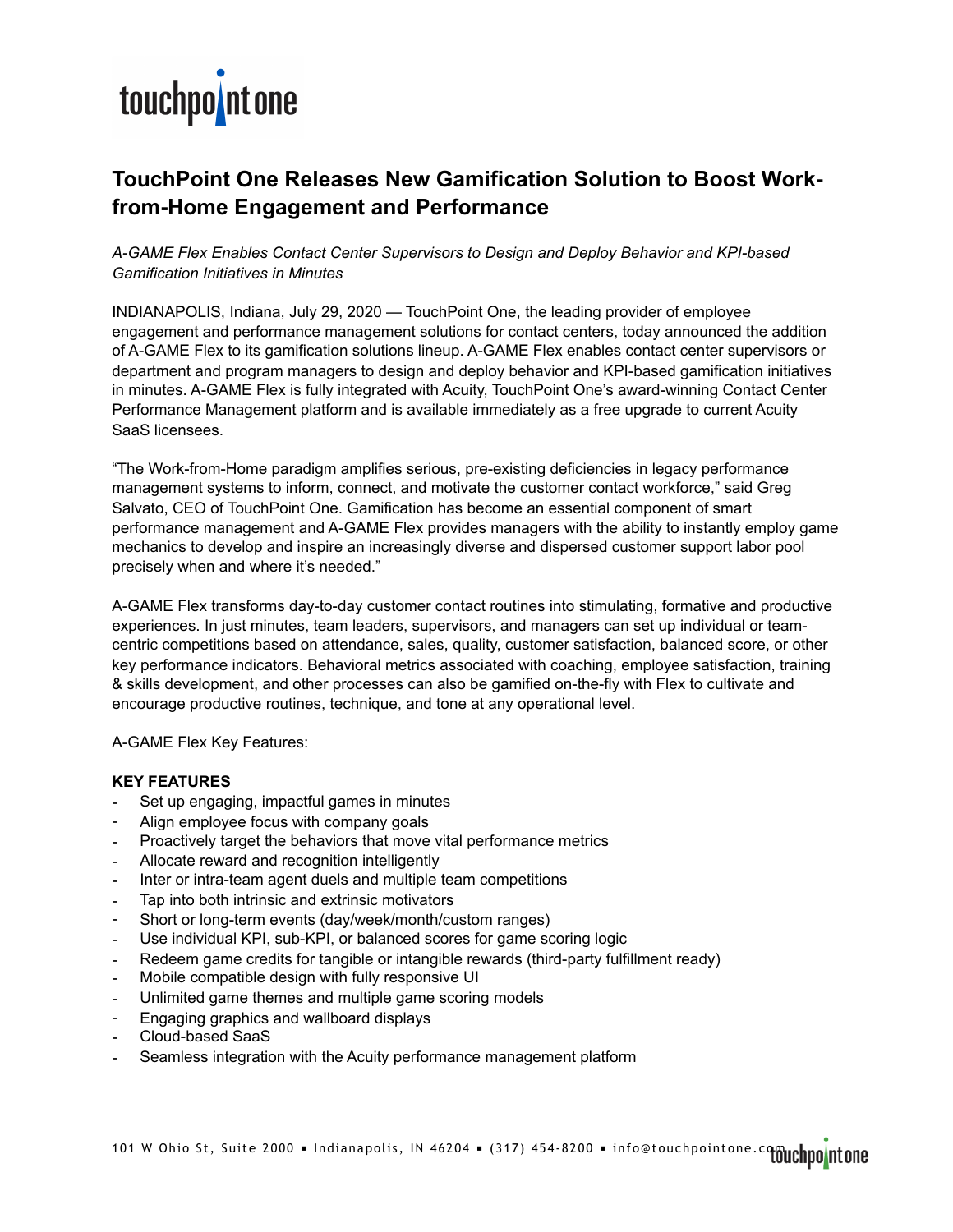# TouchPoint One Releases New Gamification Solution to Boost Work-from-Home Engagement and Performance

*A-GAME Flex Enables Contact Center Supervisors to Design and Deploy Behavior and KPI-based Gamification Initiatives in Minutes*

INDIANAPOLIS, Indiana, July 29, 2020 — TouchPoint One, the leading provider of employee engagement and performance management solutions for contact centers, today announced the addition of A-GAME Flex to its gamification solutions lineup. A-GAME Flex enables contact center supervisors or department and program managers to design and deploy behavior and KPI-based gamification initiatives in minutes. A-GAME Flex is fully integrated with Acuity, TouchPoint One's award-winning Contact Center Performance Management platform and is available immediately as a free upgrade to current Acuity SaaS licensees.

"The Work-from-Home paradigm amplifies serious, pre-existing deficiencies in legacy performance management systems to inform, connect, and motivate the customer contact workforce," said Greg Salvato, CEO of TouchPoint One. Gamification has become an essential component of smart performance management and A-GAME Flex provides managers with the ability to instantly employ game mechanics to develop and inspire an increasingly diverse and dispersed customer support labor pool precisely when and where it's needed."

A-GAME Flex transforms day-to-day customer contact routines into stimulating, formative and productive experiences. In just minutes, team leaders, supervisors, and managers can set up individual or team-centric competitions based on attendance, sales, quality, customer satisfaction, balanced score, or other key performance indicators. Behavioral metrics associated with coaching, employee satisfaction, training & skills development, and other processes can also be gamified on-the-fly with Flex to cultivate and encourage productive routines, technique, and tone at any operational level.

A-GAME Flex Key Features:

**KEY FEATURES**

- Set up engaging, impactful games in minutes
- Align employee focus with company goals
- Proactively target the behaviors that move vital performance metrics
- Allocate reward and recognition intelligently
- Inter or intra-team agent duels and multiple team competitions
- Tap into both intrinsic and extrinsic motivators
- Short or long-term events (day/week/month/custom ranges)
- Use individual KPI, sub-KPI, or balanced scores for game scoring logic
- Redeem game credits for tangible or intangible rewards (third-party fulfillment ready)
- Mobile compatible design with fully responsive UI
- Unlimited game themes and multiple game scoring models
- Engaging graphics and wallboard displays
- Cloud-based SaaS
- Seamless integration with the Acuity performance management platform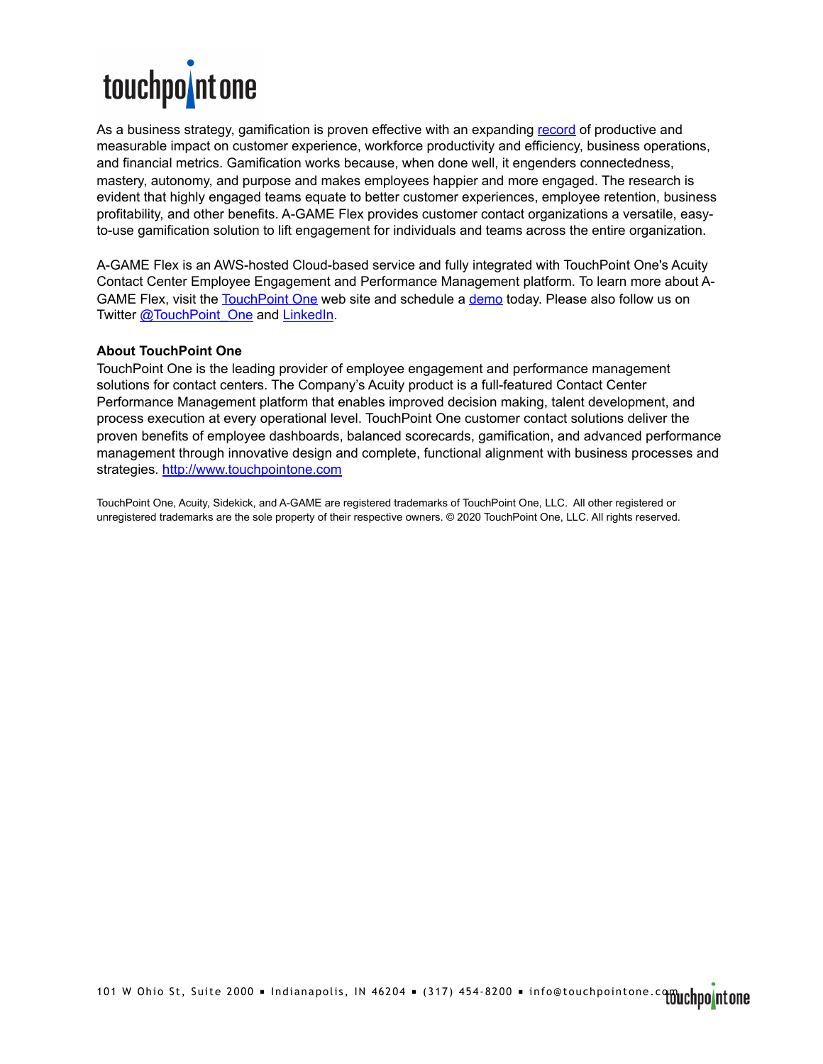As a business strategy, gamification is proven effective with an expanding record of productive and measurable impact on customer experience, workforce productivity and efficiency, business operations, and financial metrics. Gamification works because, when done well, it engenders connectedness, mastery, autonomy, and purpose and makes employees happier and more engaged. The research is evident that highly engaged teams equate to better customer experiences, employee retention, business profitability, and other benefits. A-GAME Flex provides customer contact organizations a versatile, easy-to-use gamification solution to lift engagement for individuals and teams across the entire organization.

A-GAME Flex is an AWS-hosted Cloud-based service and fully integrated with TouchPoint One's Acuity Contact Center Employee Engagement and Performance Management platform. To learn more about A-GAME Flex, visit the TouchPoint One web site and schedule a demo today. Please also follow us on Twitter @TouchPoint_One and LinkedIn.

**About TouchPoint One**

TouchPoint One is the leading provider of employee engagement and performance management solutions for contact centers. The Company's Acuity product is a full-featured Contact Center Performance Management platform that enables improved decision making, talent development, and process execution at every operational level. TouchPoint One customer contact solutions deliver the proven benefits of employee dashboards, balanced scorecards, gamification, and advanced performance management through innovative design and complete, functional alignment with business processes and strategies. http://www.touchpointone.com

TouchPoint One, Acuity, Sidekick, and A-GAME are registered trademarks of TouchPoint One, LLC. All other registered or unregistered trademarks are the sole property of their respective owners. © 2020 TouchPoint One, LLC. All rights reserved.

101 W Ohio St, Suite 2000 ▪ Indianapolis, IN 46204 ▪ (317) 454-8200 ▪ info@touchpointone.com